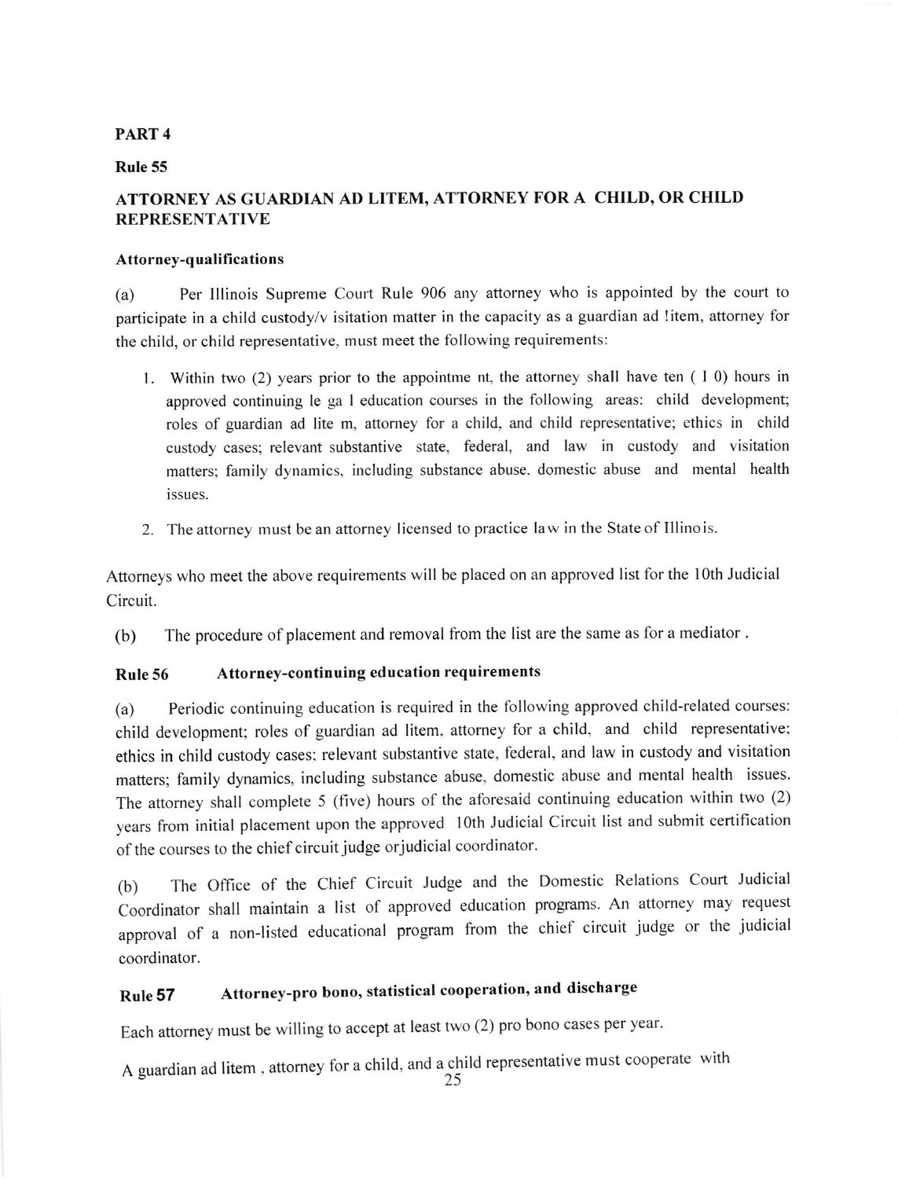## PART 4

### Rule 55

### ATTORNEY AS GUARDIAN AD LITEM, ATTORNEY FOR A CHILD, OR CHILD REPRESENTATIVE

#### Attorney-qualifications

(a) Per Illinois Supreme Court Rule 906 any attorney who is appointed by the court to participate in a child custody/visitation matter in the capacity as a guardian ad litem, attorney for the child, or child representative, must meet the following requirements:

1. Within two (2) years prior to the appointment, the attorney shall have ten (10) hours in approved continuing legal education courses in the following areas: child development; roles of guardian ad litem, attorney for a child, and child representative; ethics in child custody cases; relevant substantive state, federal, and law in custody and visitation matters; family dynamics, including substance abuse, domestic abuse and mental health issues.
2. The attorney must be an attorney licensed to practice law in the State of Illinois.

Attorneys who meet the above requirements will be placed on an approved list for the 10th Judicial Circuit.

(b) The procedure of placement and removal from the list are the same as for a mediator.

### Rule 56 Attorney-continuing education requirements

(a) Periodic continuing education is required in the following approved child-related courses: child development; roles of guardian ad litem, attorney for a child, and child representative; ethics in child custody cases; relevant substantive state, federal, and law in custody and visitation matters; family dynamics, including substance abuse, domestic abuse and mental health issues. The attorney shall complete 5 (five) hours of the aforesaid continuing education within two (2) years from initial placement upon the approved 10th Judicial Circuit list and submit certification of the courses to the chief circuit judge or judicial coordinator.

(b) The Office of the Chief Circuit Judge and the Domestic Relations Court Judicial Coordinator shall maintain a list of approved education programs. An attorney may request approval of a non-listed educational program from the chief circuit judge or the judicial coordinator.

### Rule 57 Attorney-pro bono, statistical cooperation, and discharge

Each attorney must be willing to accept at least two (2) pro bono cases per year.

A guardian ad litem, attorney for a child, and a child representative must cooperate with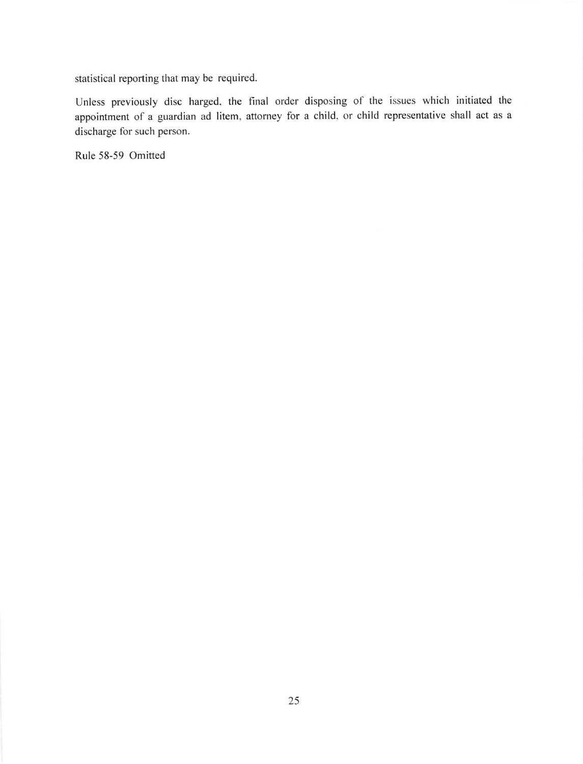statistical reporting that may be required.

Unless previously disc harged, the final order disposing of the issues which initiated the appointment of a guardian ad litem, attorney for a child, or child representative shall act as a discharge for such person.

Rule 58-59 Omitted